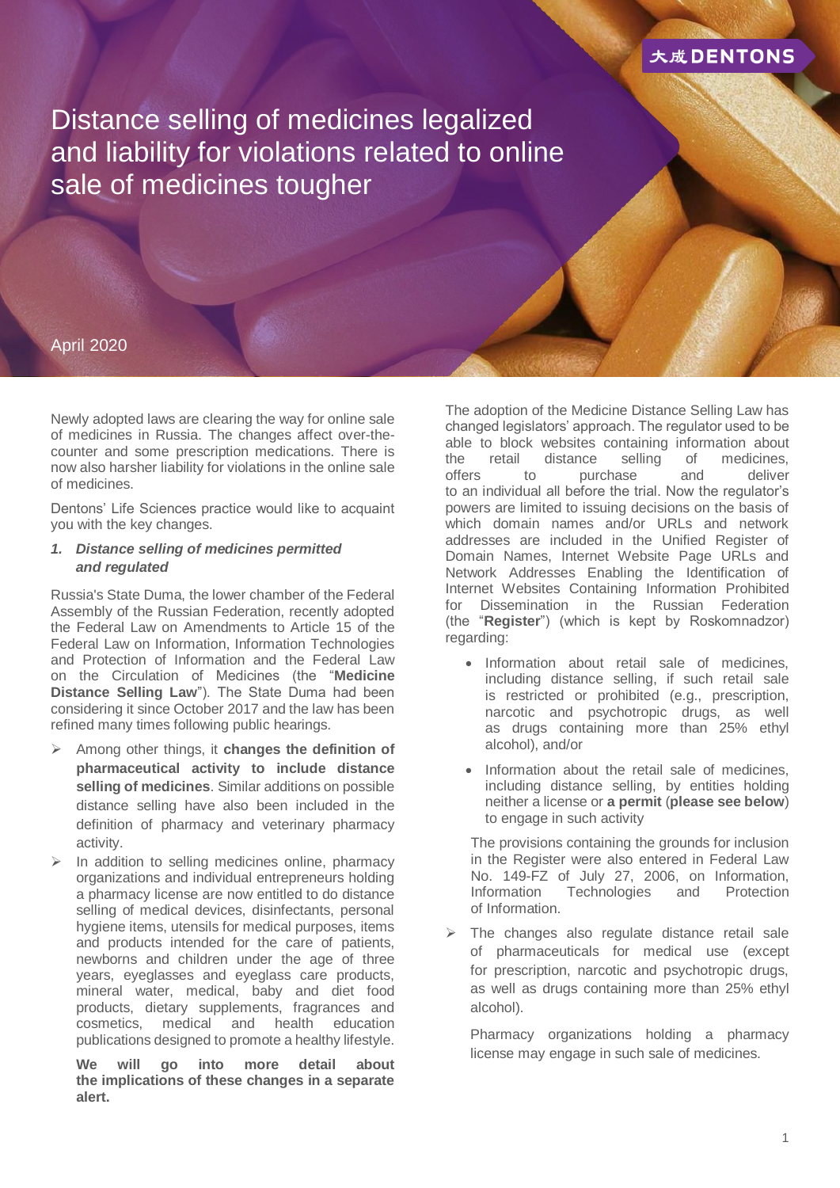# Distance selling of medicines legalized and liability for violations related to online sale of medicines tougher

April 2020

Newly adopted laws are clearing the way for online sale of medicines in Russia. The changes affect over-the-counter and some prescription medications. There is now also harsher liability for violations in the online sale of medicines.

Dentons' Life Sciences practice would like to acquaint you with the key changes.

## *1. Distance selling of medicines permitted and regulated*

Russia's State Duma, the lower chamber of the Federal Assembly of the Russian Federation, recently adopted the Federal Law on Amendments to Article 15 of the Federal Law on Information, Information Technologies and Protection of Information and the Federal Law on the Circulation of Medicines (the "**Medicine Distance Selling Law**"). The State Duma had been considering it since October 2017 and the law has been refined many times following public hearings.

- Among other things, it **changes the definition of pharmaceutical activity to include distance selling of medicines**. Similar additions on possible distance selling have also been included in the definition of pharmacy and veterinary pharmacy activity.
- In addition to selling medicines online, pharmacy organizations and individual entrepreneurs holding a pharmacy license are now entitled to do distance selling of medical devices, disinfectants, personal hygiene items, utensils for medical purposes, items and products intended for the care of patients, newborns and children under the age of three years, eyeglasses and eyeglass care products, mineral water, medical, baby and diet food products, dietary supplements, fragrances and cosmetics, medical and health education publications designed to promote a healthy lifestyle.

  **We will go into more detail about the implications of these changes in a separate alert.**

The adoption of the Medicine Distance Selling Law has changed legislators' approach. The regulator used to be able to block websites containing information about the retail distance selling of medicines, offers to purchase and deliver to an individual all before the trial. Now the regulator's powers are limited to issuing decisions on the basis of which domain names and/or URLs and network addresses are included in the Unified Register of Domain Names, Internet Website Page URLs and Network Addresses Enabling the Identification of Internet Websites Containing Information Prohibited for Dissemination in the Russian Federation (the "**Register**") (which is kept by Roskomnadzor) regarding:

- Information about retail sale of medicines, including distance selling, if such retail sale is restricted or prohibited (e.g., prescription, narcotic and psychotropic drugs, as well as drugs containing more than 25% ethyl alcohol), and/or
- Information about the retail sale of medicines, including distance selling, by entities holding neither a license or **a permit** (**please see below**) to engage in such activity

The provisions containing the grounds for inclusion in the Register were also entered in Federal Law No. 149-FZ of July 27, 2006, on Information, Information Technologies and Protection of Information.

- The changes also regulate distance retail sale of pharmaceuticals for medical use (except for prescription, narcotic and psychotropic drugs, as well as drugs containing more than 25% ethyl alcohol).

  Pharmacy organizations holding a pharmacy license may engage in such sale of medicines.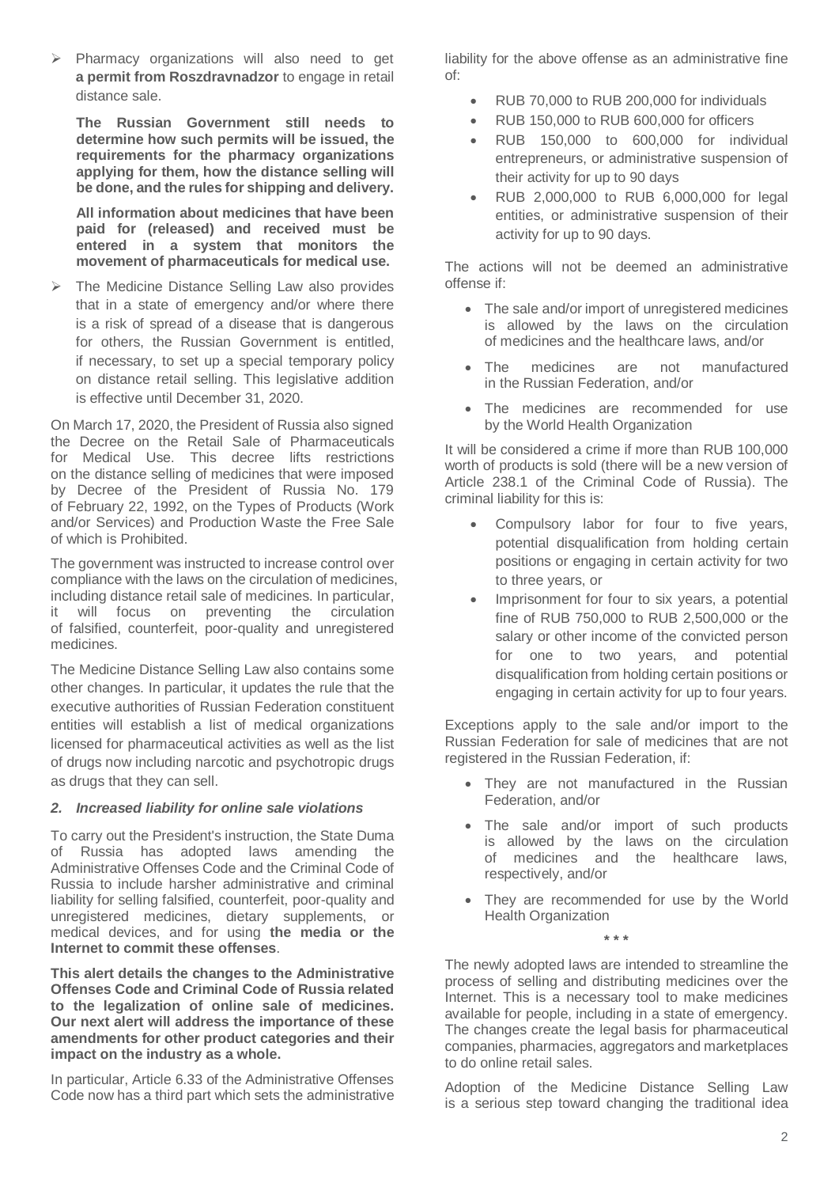- Pharmacy organizations will also need to get **a permit from Roszdravnadzor** to engage in retail distance sale.

  **The Russian Government still needs to determine how such permits will be issued, the requirements for the pharmacy organizations applying for them, how the distance selling will be done, and the rules for shipping and delivery.**

  **All information about medicines that have been paid for (released) and received must be entered in a system that monitors the movement of pharmaceuticals for medical use.**

- The Medicine Distance Selling Law also provides that in a state of emergency and/or where there is a risk of spread of a disease that is dangerous for others, the Russian Government is entitled, if necessary, to set up a special temporary policy on distance retail selling. This legislative addition is effective until December 31, 2020.

On March 17, 2020, the President of Russia also signed the Decree on the Retail Sale of Pharmaceuticals for Medical Use. This decree lifts restrictions on the distance selling of medicines that were imposed by Decree of the President of Russia No. 179 of February 22, 1992, on the Types of Products (Work and/or Services) and Production Waste the Free Sale of which is Prohibited.

The government was instructed to increase control over compliance with the laws on the circulation of medicines, including distance retail sale of medicines. In particular, it will focus on preventing the circulation of falsified, counterfeit, poor-quality and unregistered medicines.

The Medicine Distance Selling Law also contains some other changes. In particular, it updates the rule that the executive authorities of Russian Federation constituent entities will establish a list of medical organizations licensed for pharmaceutical activities as well as the list of drugs now including narcotic and psychotropic drugs as drugs that they can sell.

### *2. Increased liability for online sale violations*

To carry out the President's instruction, the State Duma of Russia has adopted laws amending the Administrative Offenses Code and the Criminal Code of Russia to include harsher administrative and criminal liability for selling falsified, counterfeit, poor-quality and unregistered medicines, dietary supplements, or medical devices, and for using **the media or the Internet to commit these offenses**.

**This alert details the changes to the Administrative Offenses Code and Criminal Code of Russia related to the legalization of online sale of medicines. Our next alert will address the importance of these amendments for other product categories and their impact on the industry as a whole.**

In particular, Article 6.33 of the Administrative Offenses Code now has a third part which sets the administrative liability for the above offense as an administrative fine of:

- RUB 70,000 to RUB 200,000 for individuals
- RUB 150,000 to RUB 600,000 for officers
- RUB 150,000 to 600,000 for individual entrepreneurs, or administrative suspension of their activity for up to 90 days
- RUB 2,000,000 to RUB 6,000,000 for legal entities, or administrative suspension of their activity for up to 90 days.

The actions will not be deemed an administrative offense if:

- The sale and/or import of unregistered medicines is allowed by the laws on the circulation of medicines and the healthcare laws, and/or
- The medicines are not manufactured in the Russian Federation, and/or
- The medicines are recommended for use by the World Health Organization

It will be considered a crime if more than RUB 100,000 worth of products is sold (there will be a new version of Article 238.1 of the Criminal Code of Russia). The criminal liability for this is:

- Compulsory labor for four to five years, potential disqualification from holding certain positions or engaging in certain activity for two to three years, or
- Imprisonment for four to six years, a potential fine of RUB 750,000 to RUB 2,500,000 or the salary or other income of the convicted person for one to two years, and potential disqualification from holding certain positions or engaging in certain activity for up to four years.

Exceptions apply to the sale and/or import to the Russian Federation for sale of medicines that are not registered in the Russian Federation, if:

- They are not manufactured in the Russian Federation, and/or
- The sale and/or import of such products is allowed by the laws on the circulation of medicines and the healthcare laws, respectively, and/or
- They are recommended for use by the World Health Organization

\* \* \*

The newly adopted laws are intended to streamline the process of selling and distributing medicines over the Internet. This is a necessary tool to make medicines available for people, including in a state of emergency. The changes create the legal basis for pharmaceutical companies, pharmacies, aggregators and marketplaces to do online retail sales.

Adoption of the Medicine Distance Selling Law is a serious step toward changing the traditional idea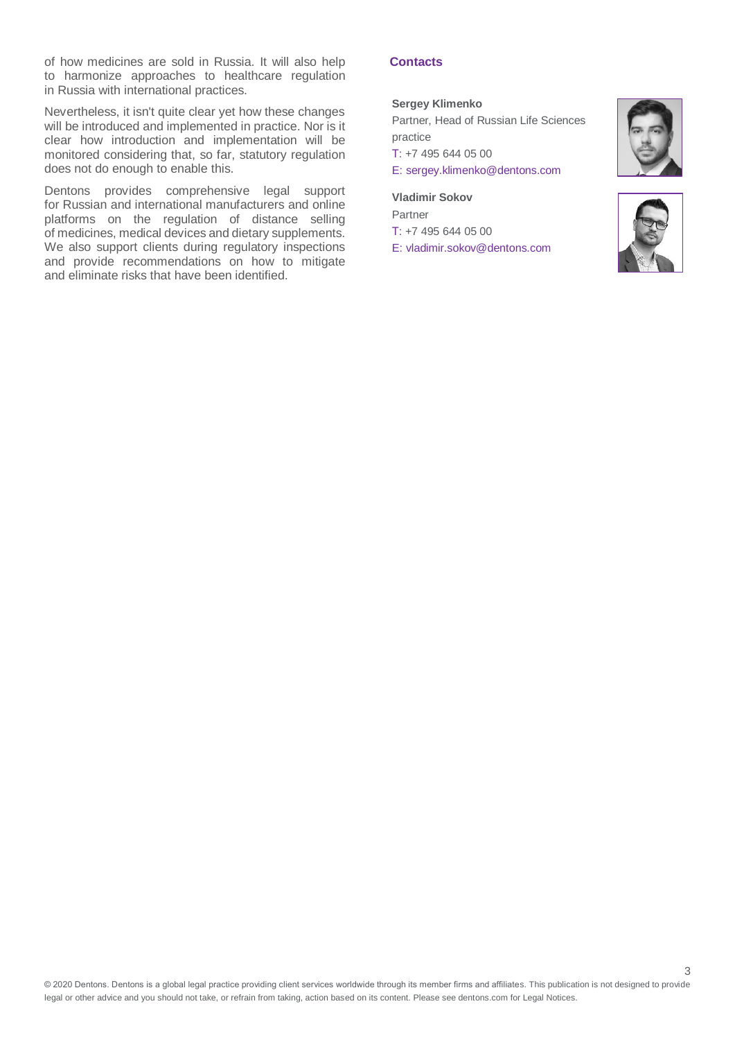of how medicines are sold in Russia. It will also help to harmonize approaches to healthcare regulation in Russia with international practices.

Nevertheless, it isn't quite clear yet how these changes will be introduced and implemented in practice. Nor is it clear how introduction and implementation will be monitored considering that, so far, statutory regulation does not do enough to enable this.

Dentons provides comprehensive legal support for Russian and international manufacturers and online platforms on the regulation of distance selling of medicines, medical devices and dietary supplements. We also support clients during regulatory inspections and provide recommendations on how to mitigate and eliminate risks that have been identified.

## Contacts

**Sergey Klimenko**
Partner, Head of Russian Life Sciences practice
T: +7 495 644 05 00
E: sergey.klimenko@dentons.com

**Vladimir Sokov**
Partner
T: +7 495 644 05 00
E: vladimir.sokov@dentons.com

© 2020 Dentons. Dentons is a global legal practice providing client services worldwide through its member firms and affiliates. This publication is not designed to provide legal or other advice and you should not take, or refrain from taking, action based on its content. Please see dentons.com for Legal Notices.